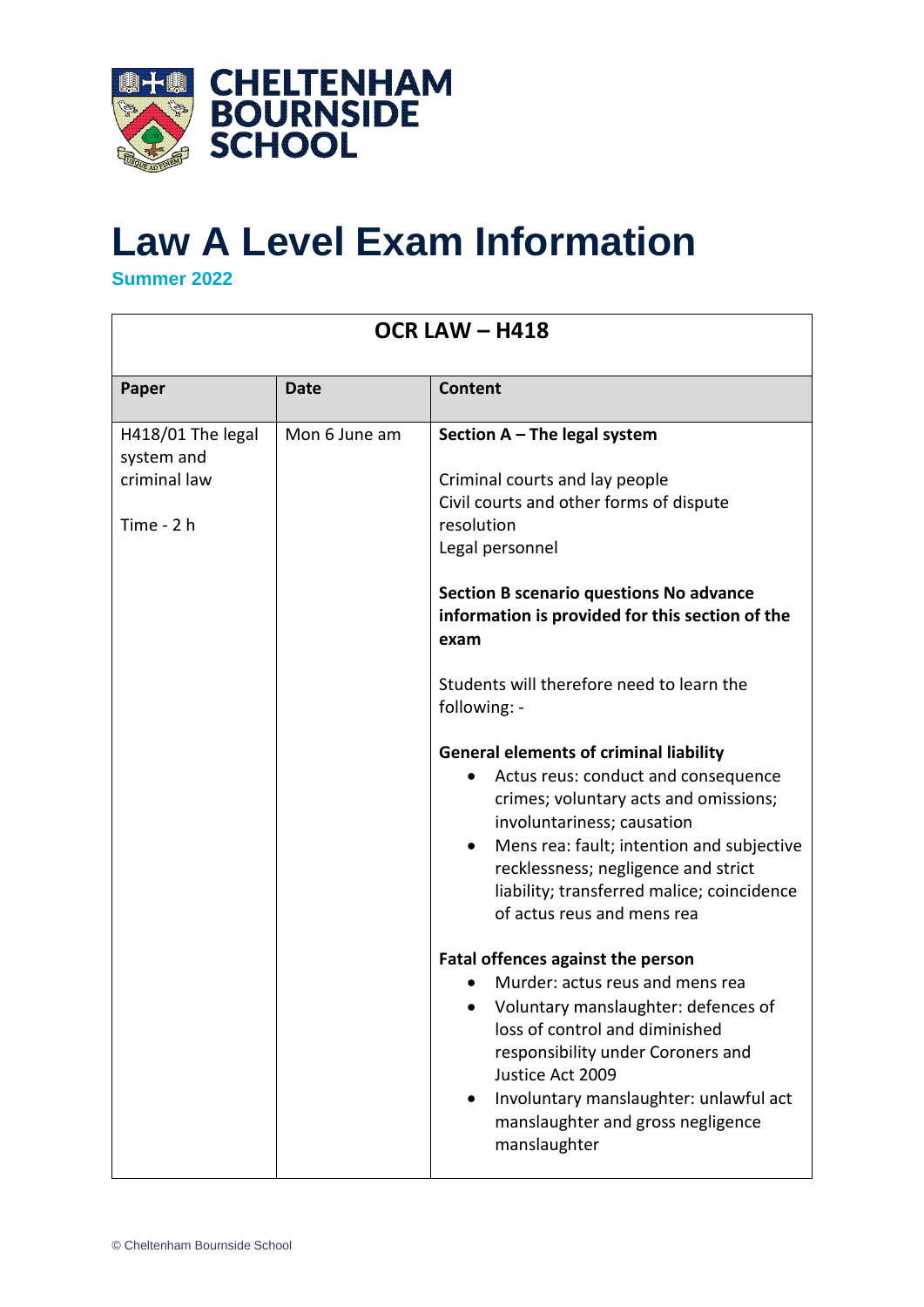CHELTENHAM BOURNSIDE SCHOOL

# Law A Level Exam Information

**Summer 2022**

| OCR LAW – H418 | | |
|---|---|---|
| **Paper** | **Date** | **Content** |
| H418/01 The legal system and criminal law<br><br>Time - 2 h | Mon 6 June am | **Section A – The legal system**<br><br>Criminal courts and lay people<br>Civil courts and other forms of dispute resolution<br>Legal personnel<br><br>**Section B scenario questions No advance information is provided for this section of the exam**<br><br>Students will therefore need to learn the following: -<br><br>**General elements of criminal liability**<br>• Actus reus: conduct and consequence crimes; voluntary acts and omissions; involuntariness; causation<br>• Mens rea: fault; intention and subjective recklessness; negligence and strict liability; transferred malice; coincidence of actus reus and mens rea<br><br>**Fatal offences against the person**<br>• Murder: actus reus and mens rea<br>• Voluntary manslaughter: defences of loss of control and diminished responsibility under Coroners and Justice Act 2009<br>• Involuntary manslaughter: unlawful act manslaughter and gross negligence manslaughter |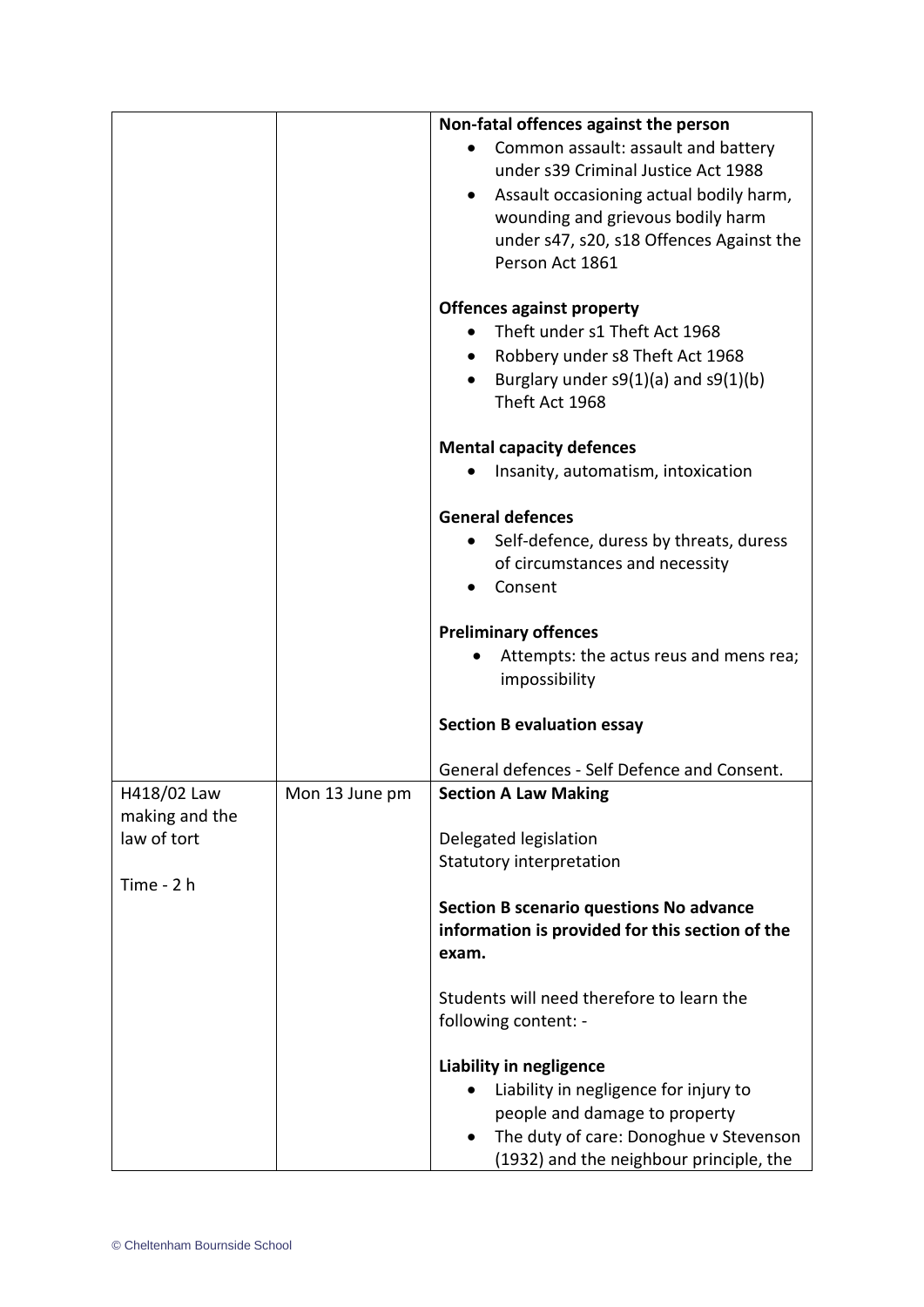| | | |
|---|---|---|
| | | **Non-fatal offences against the person**<br>• Common assault: assault and battery under s39 Criminal Justice Act 1988<br>• Assault occasioning actual bodily harm, wounding and grievous bodily harm under s47, s20, s18 Offences Against the Person Act 1861<br><br>**Offences against property**<br>• Theft under s1 Theft Act 1968<br>• Robbery under s8 Theft Act 1968<br>• Burglary under s9(1)(a) and s9(1)(b) Theft Act 1968<br><br>**Mental capacity defences**<br>• Insanity, automatism, intoxication<br><br>**General defences**<br>• Self-defence, duress by threats, duress of circumstances and necessity<br>• Consent<br><br>**Preliminary offences**<br>• Attempts: the actus reus and mens rea; impossibility<br><br>**Section B evaluation essay**<br><br>General defences - Self Defence and Consent. |
| H418/02 Law making and the law of tort<br><br>Time - 2 h | Mon 13 June pm | **Section A Law Making**<br><br>Delegated legislation<br>Statutory interpretation<br><br>**Section B scenario questions No advance information is provided for this section of the exam.**<br><br>Students will need therefore to learn the following content: -<br><br>**Liability in negligence**<br>• Liability in negligence for injury to people and damage to property<br>• The duty of care: Donoghue v Stevenson (1932) and the neighbour principle, the |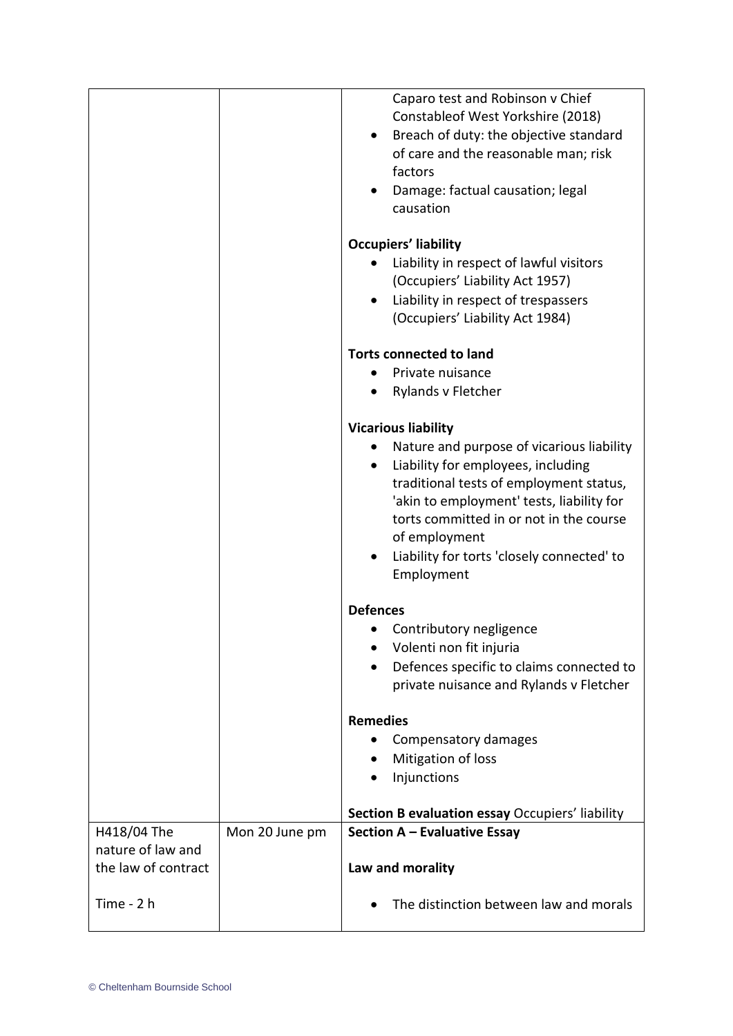| | | |
|---|---|---|
| | | • Caparo test and Robinson v Chief Constableof West Yorkshire (2018)<br>• Breach of duty: the objective standard of care and the reasonable man; risk factors<br>• Damage: factual causation; legal causation<br><br>**Occupiers' liability**<br>• Liability in respect of lawful visitors (Occupiers' Liability Act 1957)<br>• Liability in respect of trespassers (Occupiers' Liability Act 1984)<br><br>**Torts connected to land**<br>• Private nuisance<br>• Rylands v Fletcher<br><br>**Vicarious liability**<br>• Nature and purpose of vicarious liability<br>• Liability for employees, including traditional tests of employment status, 'akin to employment' tests, liability for torts committed in or not in the course of employment<br>• Liability for torts 'closely connected' to Employment<br><br>**Defences**<br>• Contributory negligence<br>• Volenti non fit injuria<br>• Defences specific to claims connected to private nuisance and Rylands v Fletcher<br><br>**Remedies**<br>• Compensatory damages<br>• Mitigation of loss<br>• Injunctions<br><br>**Section B evaluation essay** Occupiers' liability |
| H418/04 The nature of law and the law of contract<br><br>Time - 2 h | Mon 20 June pm | **Section A – Evaluative Essay**<br><br>**Law and morality**<br><br>• The distinction between law and morals |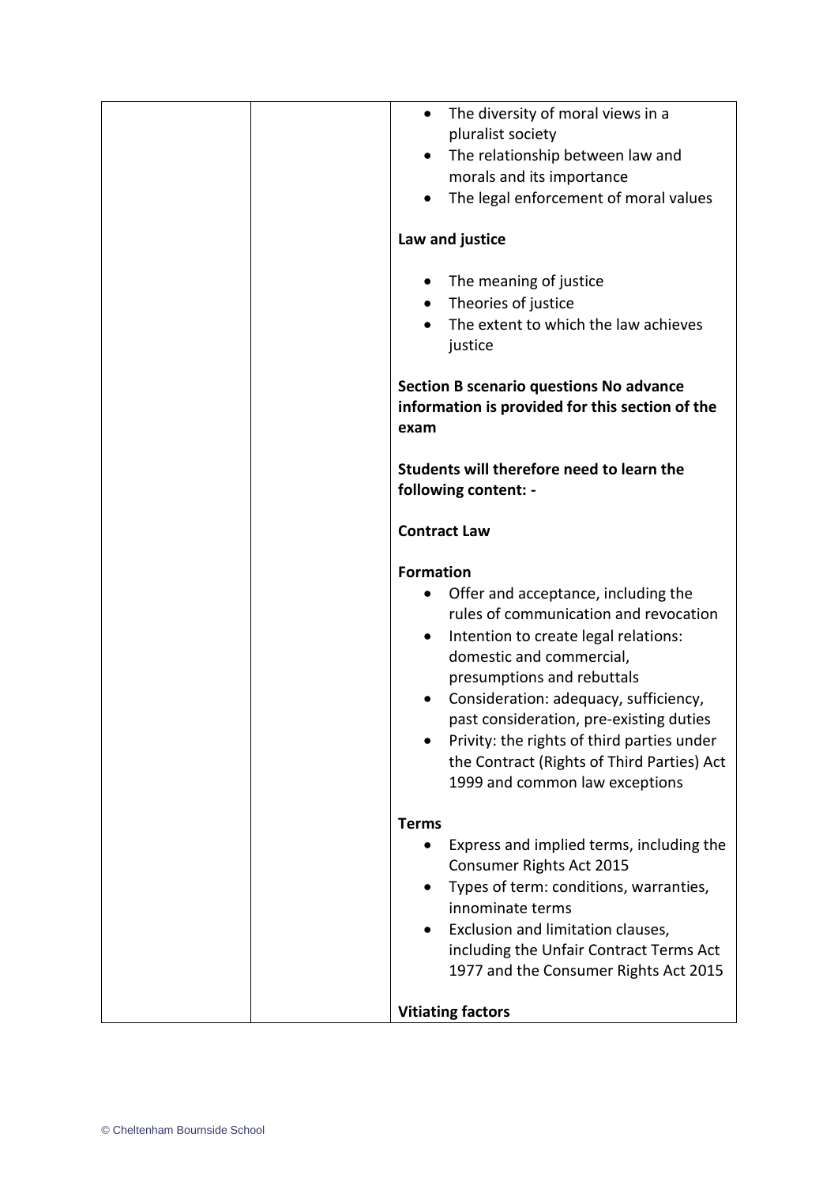| | | • The diversity of moral views in a pluralist society<br>• The relationship between law and morals and its importance<br>• The legal enforcement of moral values<br><br>**Law and justice**<br><br>• The meaning of justice<br>• Theories of justice<br>• The extent to which the law achieves justice<br><br>**Section B scenario questions No advance information is provided for this section of the exam**<br><br>**Students will therefore need to learn the following content: -**<br><br>**Contract Law**<br><br>**Formation**<br>• Offer and acceptance, including the rules of communication and revocation<br>• Intention to create legal relations: domestic and commercial, presumptions and rebuttals<br>• Consideration: adequacy, sufficiency, past consideration, pre-existing duties<br>• Privity: the rights of third parties under the Contract (Rights of Third Parties) Act 1999 and common law exceptions<br><br>**Terms**<br>• Express and implied terms, including the Consumer Rights Act 2015<br>• Types of term: conditions, warranties, innominate terms<br>• Exclusion and limitation clauses, including the Unfair Contract Terms Act 1977 and the Consumer Rights Act 2015<br><br>**Vitiating factors** |
|---|---|---|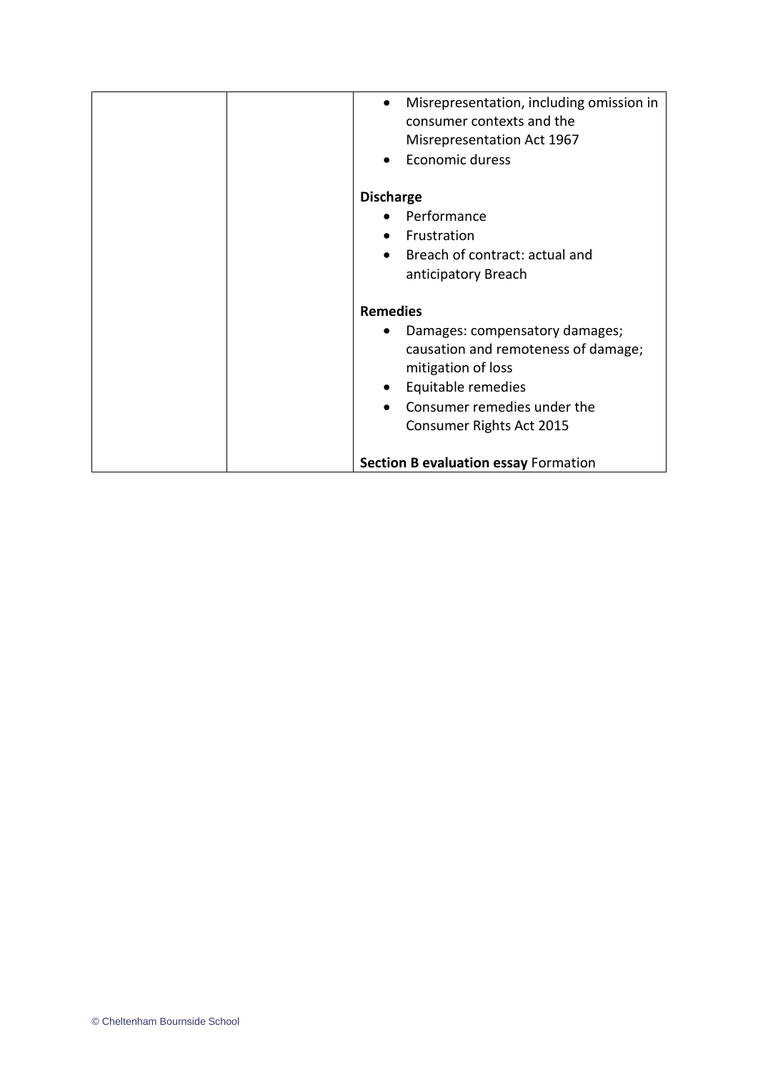| | | |
|---|---|---|
| | | • Misrepresentation, including omission in consumer contexts and the Misrepresentation Act 1967<br>• Economic duress<br><br>**Discharge**<br>• Performance<br>• Frustration<br>• Breach of contract: actual and anticipatory Breach<br><br>**Remedies**<br>• Damages: compensatory damages; causation and remoteness of damage; mitigation of loss<br>• Equitable remedies<br>• Consumer remedies under the Consumer Rights Act 2015<br><br>**Section B evaluation essay** Formation |

© Cheltenham Bournside School